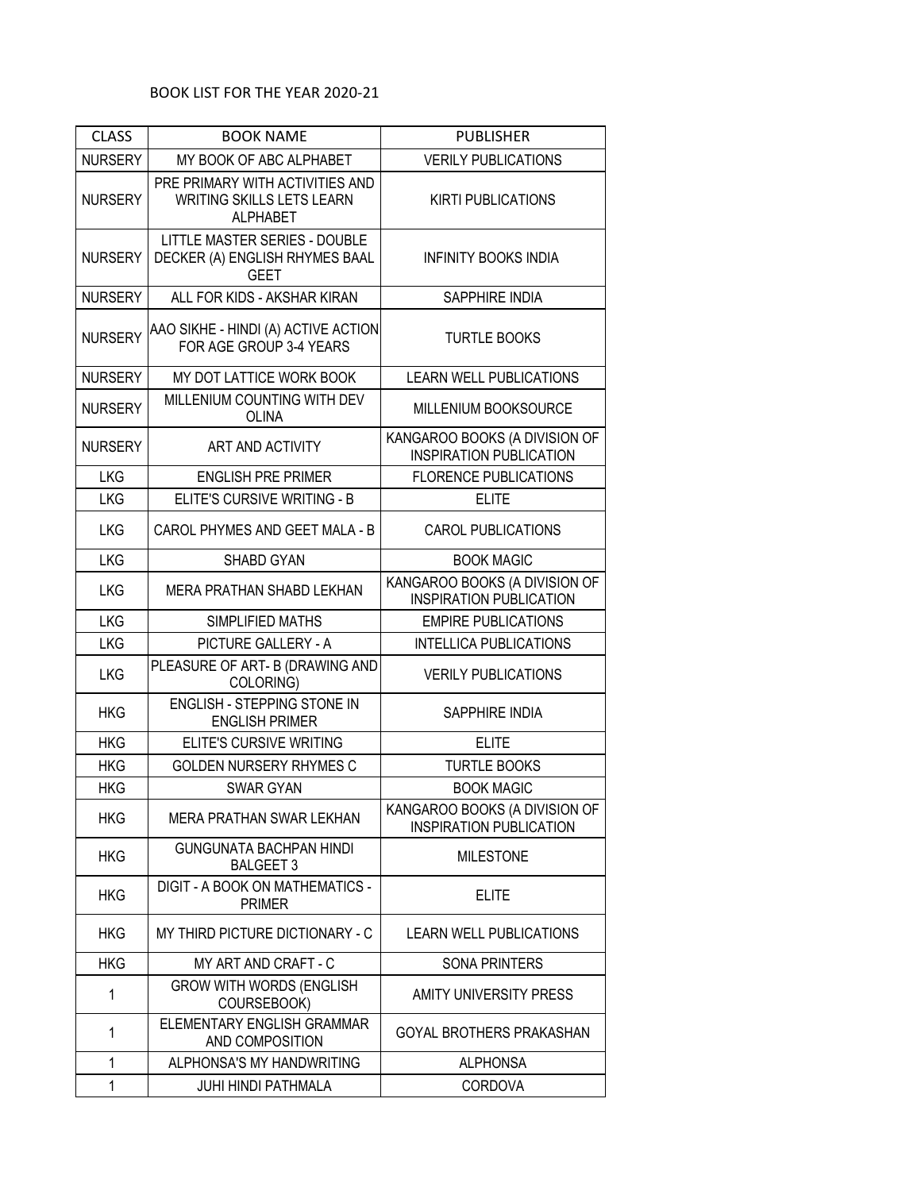BOOK LIST FOR THE YEAR 2020-21

| CLASS | BOOK NAME | PUBLISHER |
|---|---|---|
| NURSERY | MY BOOK OF ABC ALPHABET | VERILY PUBLICATIONS |
| NURSERY | PRE PRIMARY WITH ACTIVITIES AND WRITING SKILLS LETS LEARN ALPHABET | KIRTI PUBLICATIONS |
| NURSERY | LITTLE MASTER SERIES - DOUBLE DECKER (A) ENGLISH RHYMES BAAL GEET | INFINITY BOOKS INDIA |
| NURSERY | ALL FOR KIDS - AKSHAR KIRAN | SAPPHIRE INDIA |
| NURSERY | AAO SIKHE - HINDI (A) ACTIVE ACTION FOR AGE GROUP 3-4 YEARS | TURTLE BOOKS |
| NURSERY | MY DOT LATTICE WORK BOOK | LEARN WELL PUBLICATIONS |
| NURSERY | MILLENIUM COUNTING WITH DEV OLINA | MILLENIUM BOOKSOURCE |
| NURSERY | ART AND ACTIVITY | KANGAROO BOOKS (A DIVISION OF INSPIRATION PUBLICATION |
| LKG | ENGLISH PRE PRIMER | FLORENCE PUBLICATIONS |
| LKG | ELITE'S CURSIVE WRITING - B | ELITE |
| LKG | CAROL PHYMES AND GEET MALA - B | CAROL PUBLICATIONS |
| LKG | SHABD GYAN | BOOK MAGIC |
| LKG | MERA PRATHAN SHABD LEKHAN | KANGAROO BOOKS (A DIVISION OF INSPIRATION PUBLICATION |
| LKG | SIMPLIFIED MATHS | EMPIRE PUBLICATIONS |
| LKG | PICTURE GALLERY - A | INTELLICA PUBLICATIONS |
| LKG | PLEASURE OF ART- B (DRAWING AND COLORING) | VERILY PUBLICATIONS |
| HKG | ENGLISH - STEPPING STONE IN ENGLISH PRIMER | SAPPHIRE INDIA |
| HKG | ELITE'S CURSIVE WRITING | ELITE |
| HKG | GOLDEN NURSERY RHYMES C | TURTLE BOOKS |
| HKG | SWAR GYAN | BOOK MAGIC |
| HKG | MERA PRATHAN SWAR LEKHAN | KANGAROO BOOKS (A DIVISION OF INSPIRATION PUBLICATION |
| HKG | GUNGUNATA BACHPAN HINDI BALGEET 3 | MILESTONE |
| HKG | DIGIT - A BOOK ON MATHEMATICS - PRIMER | ELITE |
| HKG | MY THIRD PICTURE DICTIONARY - C | LEARN WELL PUBLICATIONS |
| HKG | MY ART AND CRAFT - C | SONA PRINTERS |
| 1 | GROW WITH WORDS (ENGLISH COURSEBOOK) | AMITY UNIVERSITY PRESS |
| 1 | ELEMENTARY ENGLISH GRAMMAR AND COMPOSITION | GOYAL BROTHERS PRAKASHAN |
| 1 | ALPHONSA'S MY HANDWRITING | ALPHONSA |
| 1 | JUHI HINDI PATHMALA | CORDOVA |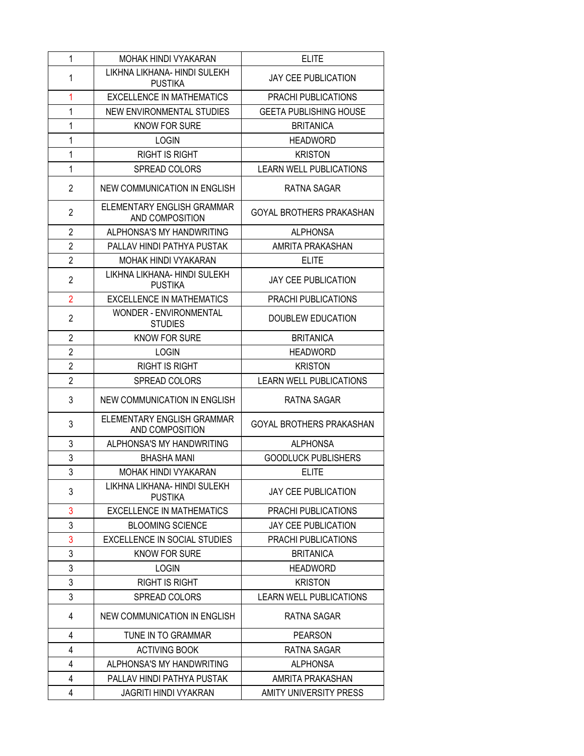| | | |
|---|---|---|
| 1 | MOHAK HINDI VYAKARAN | ELITE |
| 1 | LIKHNA LIKHANA- HINDI SULEKH PUSTIKA | JAY CEE PUBLICATION |
| 1 | EXCELLENCE IN MATHEMATICS | PRACHI PUBLICATIONS |
| 1 | NEW ENVIRONMENTAL STUDIES | GEETA PUBLISHING HOUSE |
| 1 | KNOW FOR SURE | BRITANICA |
| 1 | LOGIN | HEADWORD |
| 1 | RIGHT IS RIGHT | KRISTON |
| 1 | SPREAD COLORS | LEARN WELL PUBLICATIONS |
| 2 | NEW COMMUNICATION IN ENGLISH | RATNA SAGAR |
| 2 | ELEMENTARY ENGLISH GRAMMAR AND COMPOSITION | GOYAL BROTHERS PRAKASHAN |
| 2 | ALPHONSA'S MY HANDWRITING | ALPHONSA |
| 2 | PALLAV HINDI PATHYA PUSTAK | AMRITA PRAKASHAN |
| 2 | MOHAK HINDI VYAKARAN | ELITE |
| 2 | LIKHNA LIKHANA- HINDI SULEKH PUSTIKA | JAY CEE PUBLICATION |
| 2 | EXCELLENCE IN MATHEMATICS | PRACHI PUBLICATIONS |
| 2 | WONDER - ENVIRONMENTAL STUDIES | DOUBLEW EDUCATION |
| 2 | KNOW FOR SURE | BRITANICA |
| 2 | LOGIN | HEADWORD |
| 2 | RIGHT IS RIGHT | KRISTON |
| 2 | SPREAD COLORS | LEARN WELL PUBLICATIONS |
| 3 | NEW COMMUNICATION IN ENGLISH | RATNA SAGAR |
| 3 | ELEMENTARY ENGLISH GRAMMAR AND COMPOSITION | GOYAL BROTHERS PRAKASHAN |
| 3 | ALPHONSA'S MY HANDWRITING | ALPHONSA |
| 3 | BHASHA MANI | GOODLUCK PUBLISHERS |
| 3 | MOHAK HINDI VYAKARAN | ELITE |
| 3 | LIKHNA LIKHANA- HINDI SULEKH PUSTIKA | JAY CEE PUBLICATION |
| 3 | EXCELLENCE IN MATHEMATICS | PRACHI PUBLICATIONS |
| 3 | BLOOMING SCIENCE | JAY CEE PUBLICATION |
| 3 | EXCELLENCE IN SOCIAL STUDIES | PRACHI PUBLICATIONS |
| 3 | KNOW FOR SURE | BRITANICA |
| 3 | LOGIN | HEADWORD |
| 3 | RIGHT IS RIGHT | KRISTON |
| 3 | SPREAD COLORS | LEARN WELL PUBLICATIONS |
| 4 | NEW COMMUNICATION IN ENGLISH | RATNA SAGAR |
| 4 | TUNE IN TO GRAMMAR | PEARSON |
| 4 | ACTIVING BOOK | RATNA SAGAR |
| 4 | ALPHONSA'S MY HANDWRITING | ALPHONSA |
| 4 | PALLAV HINDI PATHYA PUSTAK | AMRITA PRAKASHAN |
| 4 | JAGRITI HINDI VYAKRAN | AMITY UNIVERSITY PRESS |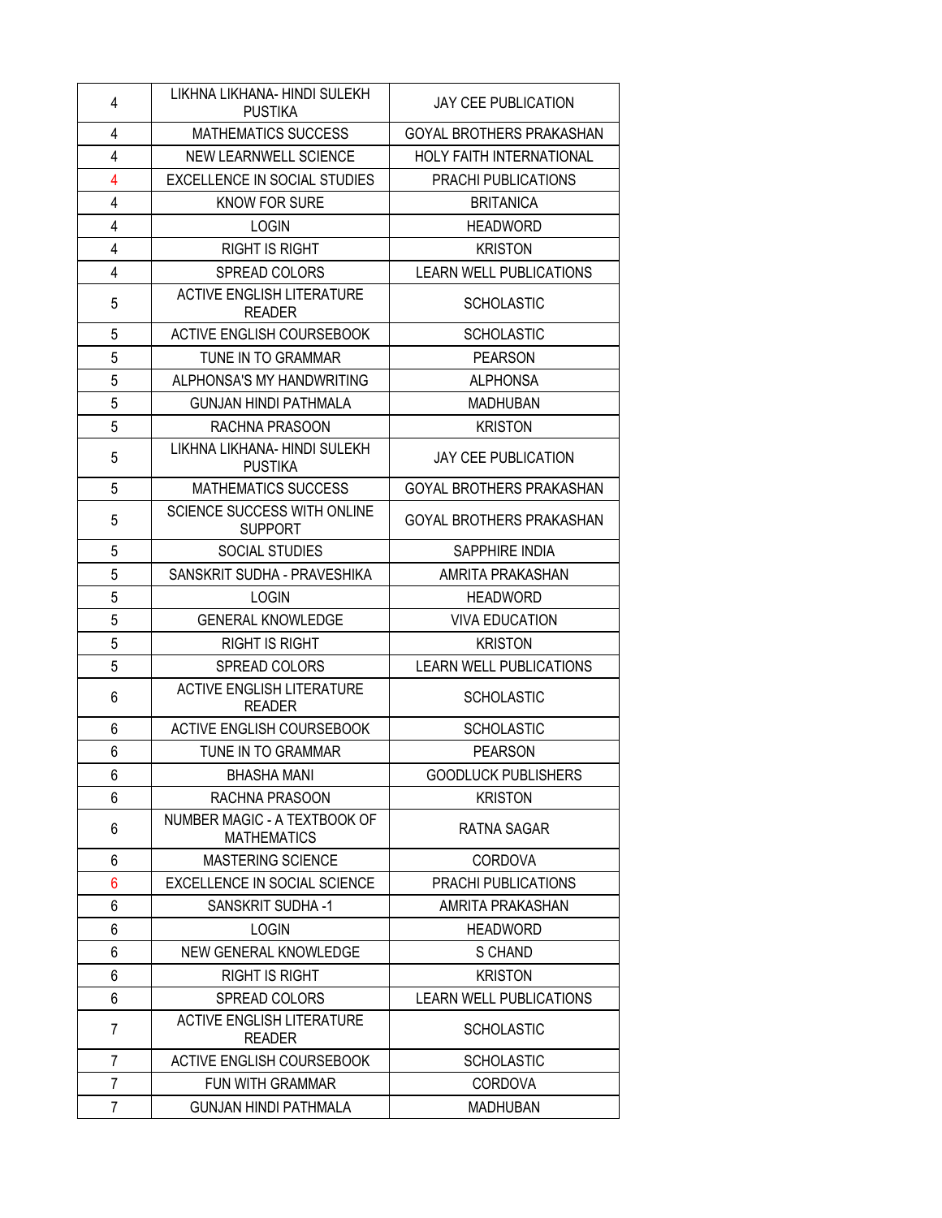| | | |
|---|---|---|
| 4 | LIKHNA LIKHANA- HINDI SULEKH PUSTIKA | JAY CEE PUBLICATION |
| 4 | MATHEMATICS SUCCESS | GOYAL BROTHERS PRAKASHAN |
| 4 | NEW LEARNWELL SCIENCE | HOLY FAITH INTERNATIONAL |
| 4 | EXCELLENCE IN SOCIAL STUDIES | PRACHI PUBLICATIONS |
| 4 | KNOW FOR SURE | BRITANICA |
| 4 | LOGIN | HEADWORD |
| 4 | RIGHT IS RIGHT | KRISTON |
| 4 | SPREAD COLORS | LEARN WELL PUBLICATIONS |
| 5 | ACTIVE ENGLISH LITERATURE READER | SCHOLASTIC |
| 5 | ACTIVE ENGLISH COURSEBOOK | SCHOLASTIC |
| 5 | TUNE IN TO GRAMMAR | PEARSON |
| 5 | ALPHONSA'S MY HANDWRITING | ALPHONSA |
| 5 | GUNJAN HINDI PATHMALA | MADHUBAN |
| 5 | RACHNA PRASOON | KRISTON |
| 5 | LIKHNA LIKHANA- HINDI SULEKH PUSTIKA | JAY CEE PUBLICATION |
| 5 | MATHEMATICS SUCCESS | GOYAL BROTHERS PRAKASHAN |
| 5 | SCIENCE SUCCESS WITH ONLINE SUPPORT | GOYAL BROTHERS PRAKASHAN |
| 5 | SOCIAL STUDIES | SAPPHIRE INDIA |
| 5 | SANSKRIT SUDHA - PRAVESHIKA | AMRITA PRAKASHAN |
| 5 | LOGIN | HEADWORD |
| 5 | GENERAL KNOWLEDGE | VIVA EDUCATION |
| 5 | RIGHT IS RIGHT | KRISTON |
| 5 | SPREAD COLORS | LEARN WELL PUBLICATIONS |
| 6 | ACTIVE ENGLISH LITERATURE READER | SCHOLASTIC |
| 6 | ACTIVE ENGLISH COURSEBOOK | SCHOLASTIC |
| 6 | TUNE IN TO GRAMMAR | PEARSON |
| 6 | BHASHA MANI | GOODLUCK PUBLISHERS |
| 6 | RACHNA PRASOON | KRISTON |
| 6 | NUMBER MAGIC - A TEXTBOOK OF MATHEMATICS | RATNA SAGAR |
| 6 | MASTERING SCIENCE | CORDOVA |
| 6 | EXCELLENCE IN SOCIAL SCIENCE | PRACHI PUBLICATIONS |
| 6 | SANSKRIT SUDHA -1 | AMRITA PRAKASHAN |
| 6 | LOGIN | HEADWORD |
| 6 | NEW GENERAL KNOWLEDGE | S CHAND |
| 6 | RIGHT IS RIGHT | KRISTON |
| 6 | SPREAD COLORS | LEARN WELL PUBLICATIONS |
| 7 | ACTIVE ENGLISH LITERATURE READER | SCHOLASTIC |
| 7 | ACTIVE ENGLISH COURSEBOOK | SCHOLASTIC |
| 7 | FUN WITH GRAMMAR | CORDOVA |
| 7 | GUNJAN HINDI PATHMALA | MADHUBAN |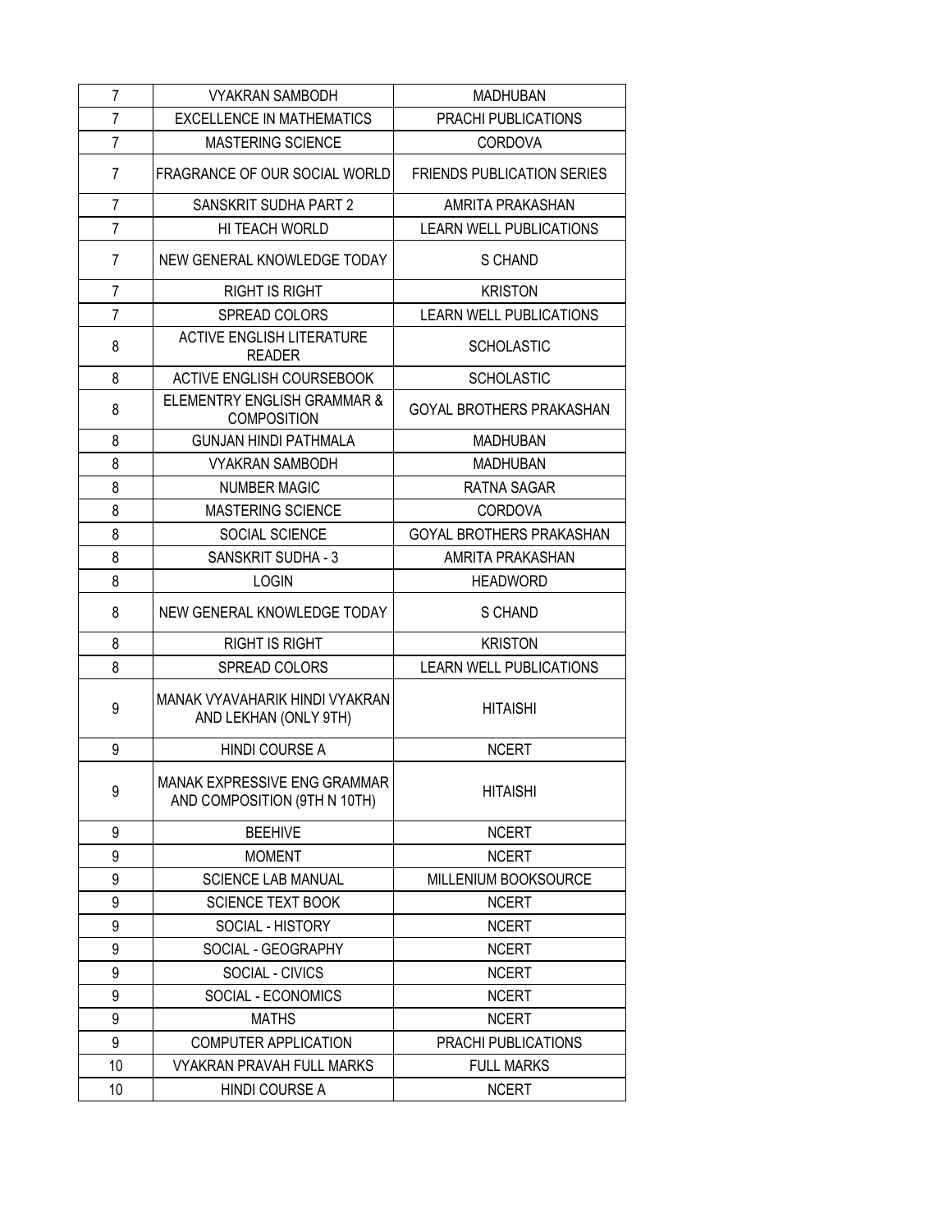| | | |
|---|---|---|
| 7 | VYAKRAN SAMBODH | MADHUBAN |
| 7 | EXCELLENCE IN MATHEMATICS | PRACHI PUBLICATIONS |
| 7 | MASTERING SCIENCE | CORDOVA |
| 7 | FRAGRANCE OF OUR SOCIAL WORLD | FRIENDS PUBLICATION SERIES |
| 7 | SANSKRIT SUDHA PART 2 | AMRITA PRAKASHAN |
| 7 | HI TEACH WORLD | LEARN WELL PUBLICATIONS |
| 7 | NEW GENERAL KNOWLEDGE TODAY | S CHAND |
| 7 | RIGHT IS RIGHT | KRISTON |
| 7 | SPREAD COLORS | LEARN WELL PUBLICATIONS |
| 8 | ACTIVE ENGLISH LITERATURE READER | SCHOLASTIC |
| 8 | ACTIVE ENGLISH COURSEBOOK | SCHOLASTIC |
| 8 | ELEMENTRY ENGLISH GRAMMAR & COMPOSITION | GOYAL BROTHERS PRAKASHAN |
| 8 | GUNJAN HINDI PATHMALA | MADHUBAN |
| 8 | VYAKRAN SAMBODH | MADHUBAN |
| 8 | NUMBER MAGIC | RATNA SAGAR |
| 8 | MASTERING SCIENCE | CORDOVA |
| 8 | SOCIAL SCIENCE | GOYAL BROTHERS PRAKASHAN |
| 8 | SANSKRIT SUDHA - 3 | AMRITA PRAKASHAN |
| 8 | LOGIN | HEADWORD |
| 8 | NEW GENERAL KNOWLEDGE TODAY | S CHAND |
| 8 | RIGHT IS RIGHT | KRISTON |
| 8 | SPREAD COLORS | LEARN WELL PUBLICATIONS |
| 9 | MANAK VYAVAHARIK HINDI VYAKRAN AND LEKHAN (ONLY 9TH) | HITAISHI |
| 9 | HINDI COURSE A | NCERT |
| 9 | MANAK EXPRESSIVE ENG GRAMMAR AND COMPOSITION (9TH N 10TH) | HITAISHI |
| 9 | BEEHIVE | NCERT |
| 9 | MOMENT | NCERT |
| 9 | SCIENCE LAB MANUAL | MILLENIUM BOOKSOURCE |
| 9 | SCIENCE TEXT BOOK | NCERT |
| 9 | SOCIAL - HISTORY | NCERT |
| 9 | SOCIAL - GEOGRAPHY | NCERT |
| 9 | SOCIAL - CIVICS | NCERT |
| 9 | SOCIAL - ECONOMICS | NCERT |
| 9 | MATHS | NCERT |
| 9 | COMPUTER APPLICATION | PRACHI PUBLICATIONS |
| 10 | VYAKRAN PRAVAH FULL MARKS | FULL MARKS |
| 10 | HINDI COURSE A | NCERT |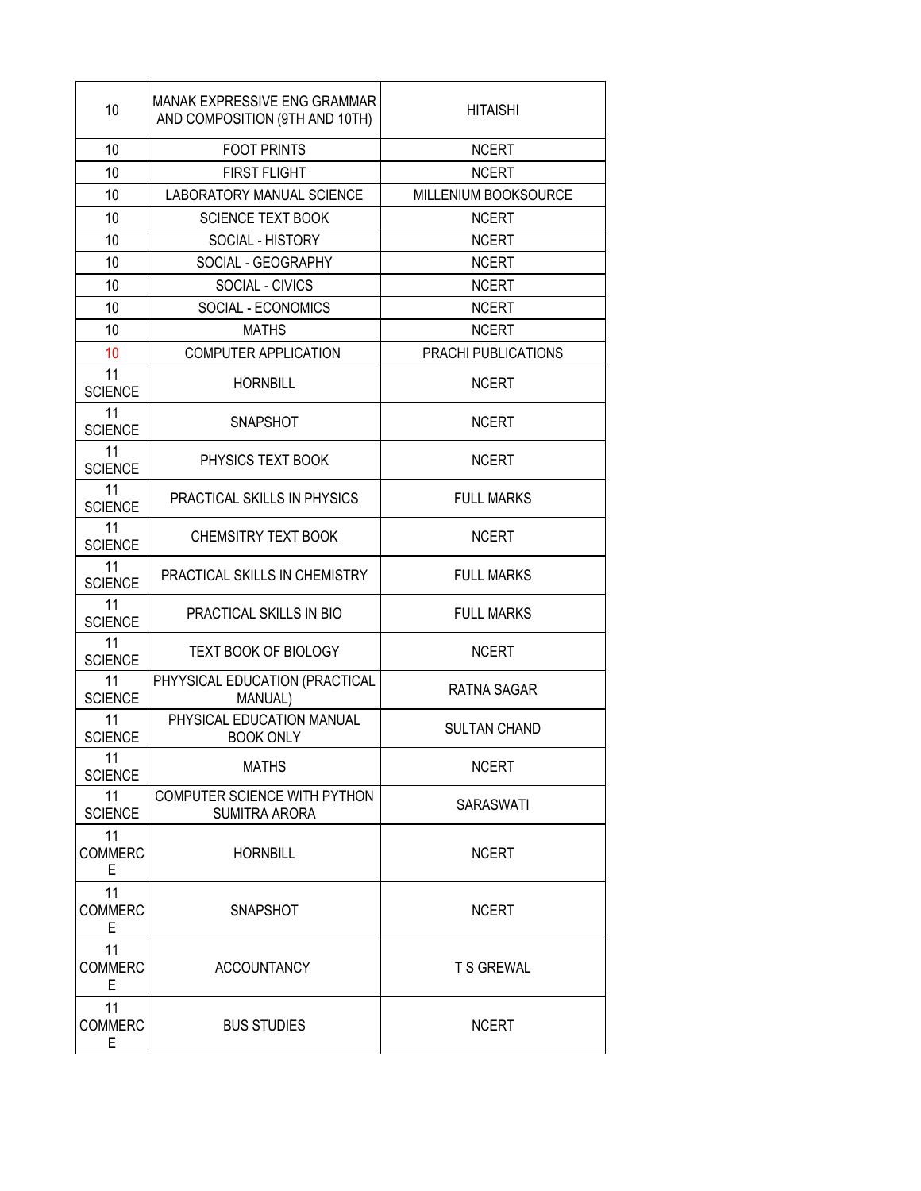| 10 | MANAK EXPRESSIVE ENG GRAMMAR AND COMPOSITION (9TH AND 10TH) | HITAISHI |
|---|---|---|
| 10 | FOOT PRINTS | NCERT |
| 10 | FIRST FLIGHT | NCERT |
| 10 | LABORATORY MANUAL SCIENCE | MILLENIUM BOOKSOURCE |
| 10 | SCIENCE TEXT BOOK | NCERT |
| 10 | SOCIAL - HISTORY | NCERT |
| 10 | SOCIAL - GEOGRAPHY | NCERT |
| 10 | SOCIAL - CIVICS | NCERT |
| 10 | SOCIAL - ECONOMICS | NCERT |
| 10 | MATHS | NCERT |
| 10 | COMPUTER APPLICATION | PRACHI PUBLICATIONS |
| 11 SCIENCE | HORNBILL | NCERT |
| 11 SCIENCE | SNAPSHOT | NCERT |
| 11 SCIENCE | PHYSICS TEXT BOOK | NCERT |
| 11 SCIENCE | PRACTICAL SKILLS IN PHYSICS | FULL MARKS |
| 11 SCIENCE | CHEMSITRY TEXT BOOK | NCERT |
| 11 SCIENCE | PRACTICAL SKILLS IN CHEMISTRY | FULL MARKS |
| 11 SCIENCE | PRACTICAL SKILLS IN BIO | FULL MARKS |
| 11 SCIENCE | TEXT BOOK OF BIOLOGY | NCERT |
| 11 SCIENCE | PHYYSICAL EDUCATION (PRACTICAL MANUAL) | RATNA SAGAR |
| 11 SCIENCE | PHYSICAL EDUCATION MANUAL BOOK ONLY | SULTAN CHAND |
| 11 SCIENCE | MATHS | NCERT |
| 11 SCIENCE | COMPUTER SCIENCE WITH PYTHON SUMITRA ARORA | SARASWATI |
| 11 COMMERCE | HORNBILL | NCERT |
| 11 COMMERCE | SNAPSHOT | NCERT |
| 11 COMMERCE | ACCOUNTANCY | T S GREWAL |
| 11 COMMERCE | BUS STUDIES | NCERT |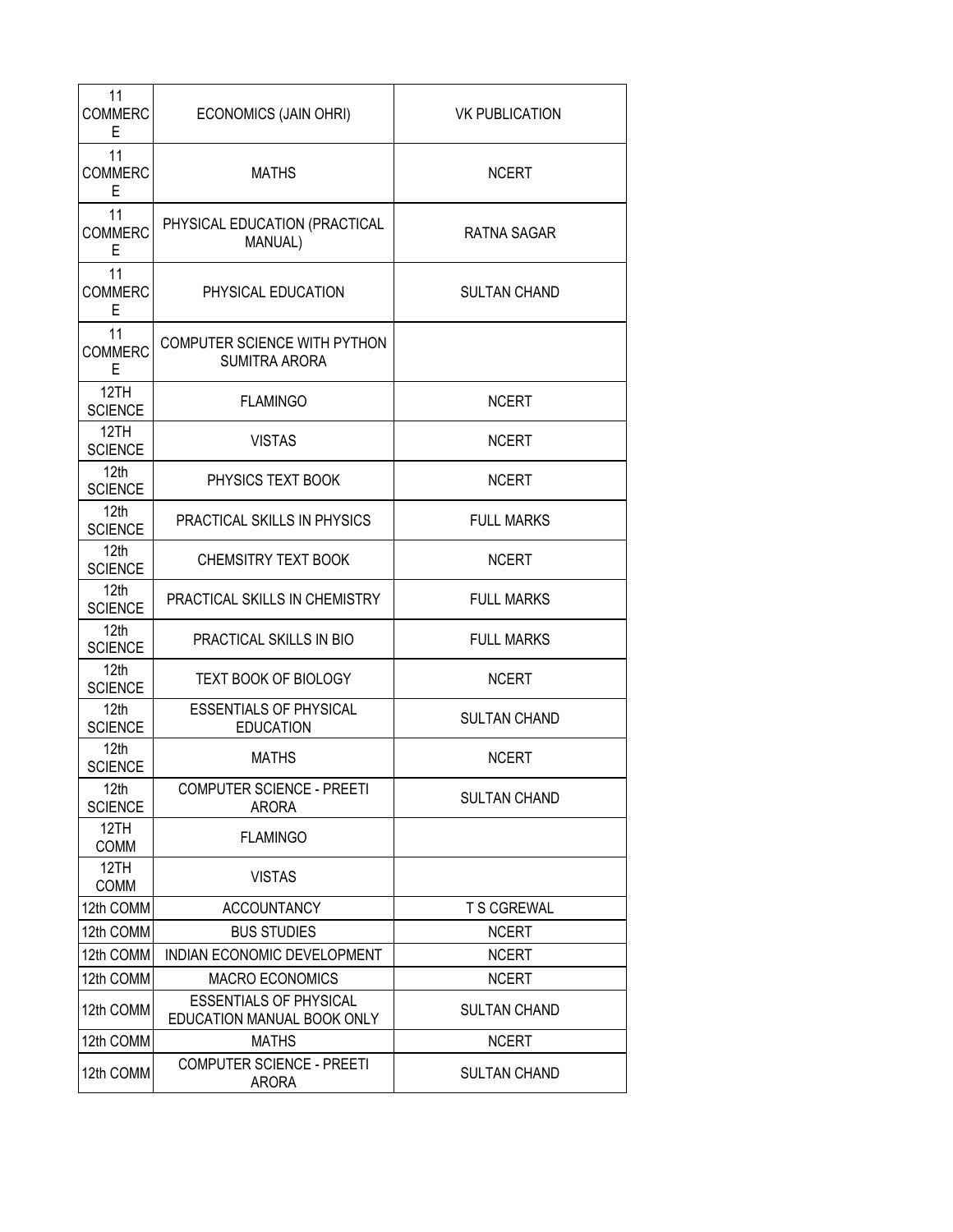| | | |
|---|---|---|
| 11 COMMERCE | ECONOMICS (JAIN OHRI) | VK PUBLICATION |
| 11 COMMERCE | MATHS | NCERT |
| 11 COMMERCE | PHYSICAL EDUCATION (PRACTICAL MANUAL) | RATNA SAGAR |
| 11 COMMERCE | PHYSICAL EDUCATION | SULTAN CHAND |
| 11 COMMERCE | COMPUTER SCIENCE WITH PYTHON SUMITRA ARORA | |
| 12TH SCIENCE | FLAMINGO | NCERT |
| 12TH SCIENCE | VISTAS | NCERT |
| 12th SCIENCE | PHYSICS TEXT BOOK | NCERT |
| 12th SCIENCE | PRACTICAL SKILLS IN PHYSICS | FULL MARKS |
| 12th SCIENCE | CHEMSITRY TEXT BOOK | NCERT |
| 12th SCIENCE | PRACTICAL SKILLS IN CHEMISTRY | FULL MARKS |
| 12th SCIENCE | PRACTICAL SKILLS IN BIO | FULL MARKS |
| 12th SCIENCE | TEXT BOOK OF BIOLOGY | NCERT |
| 12th SCIENCE | ESSENTIALS OF PHYSICAL EDUCATION | SULTAN CHAND |
| 12th SCIENCE | MATHS | NCERT |
| 12th SCIENCE | COMPUTER SCIENCE - PREETI ARORA | SULTAN CHAND |
| 12TH COMM | FLAMINGO | |
| 12TH COMM | VISTAS | |
| 12th COMM | ACCOUNTANCY | T S CGREWAL |
| 12th COMM | BUS STUDIES | NCERT |
| 12th COMM | INDIAN ECONOMIC DEVELOPMENT | NCERT |
| 12th COMM | MACRO ECONOMICS | NCERT |
| 12th COMM | ESSENTIALS OF PHYSICAL EDUCATION MANUAL BOOK ONLY | SULTAN CHAND |
| 12th COMM | MATHS | NCERT |
| 12th COMM | COMPUTER SCIENCE - PREETI ARORA | SULTAN CHAND |